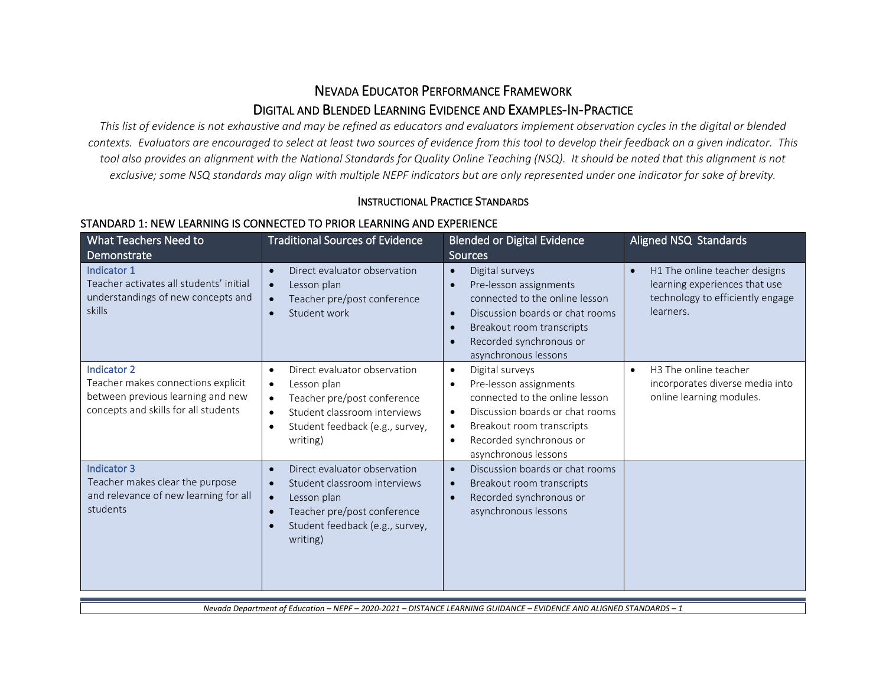# Nevada Educator Performance Framework

## Digital and Blended Learning Evidence and Examples-In-Practice

*This list of evidence is not exhaustive and may be refined as educators and evaluators implement observation cycles in the digital or blended contexts. Evaluators are encouraged to select at least two sources of evidence from this tool to develop their feedback on a given indicator. This tool also provides an alignment with the National Standards for Quality Online Teaching (NSQ). It should be noted that this alignment is not exclusive; some NSQ standards may align with multiple NEPF indicators but are only represented under one indicator for sake of brevity.*

### Instructional Practice Standards

### STANDARD 1: NEW LEARNING IS CONNECTED TO PRIOR LEARNING AND EXPERIENCE

| What Teachers Need to Demonstrate | Traditional Sources of Evidence | Blended or Digital Evidence Sources | Aligned NSQ Standards |
|---|---|---|---|
| Indicator 1<br>Teacher activates all students' initial understandings of new concepts and skills | • Direct evaluator observation<br>• Lesson plan<br>• Teacher pre/post conference<br>• Student work | • Digital surveys<br>• Pre-lesson assignments connected to the online lesson<br>• Discussion boards or chat rooms<br>• Breakout room transcripts<br>• Recorded synchronous or asynchronous lessons | • H1 The online teacher designs learning experiences that use technology to efficiently engage learners. |
| Indicator 2<br>Teacher makes connections explicit between previous learning and new concepts and skills for all students | • Direct evaluator observation<br>• Lesson plan<br>• Teacher pre/post conference<br>• Student classroom interviews<br>• Student feedback (e.g., survey, writing) | • Digital surveys<br>• Pre-lesson assignments connected to the online lesson<br>• Discussion boards or chat rooms<br>• Breakout room transcripts<br>• Recorded synchronous or asynchronous lessons | • H3 The online teacher incorporates diverse media into online learning modules. |
| Indicator 3<br>Teacher makes clear the purpose and relevance of new learning for all students | • Direct evaluator observation<br>• Student classroom interviews<br>• Lesson plan<br>• Teacher pre/post conference<br>• Student feedback (e.g., survey, writing) | • Discussion boards or chat rooms<br>• Breakout room transcripts<br>• Recorded synchronous or asynchronous lessons | |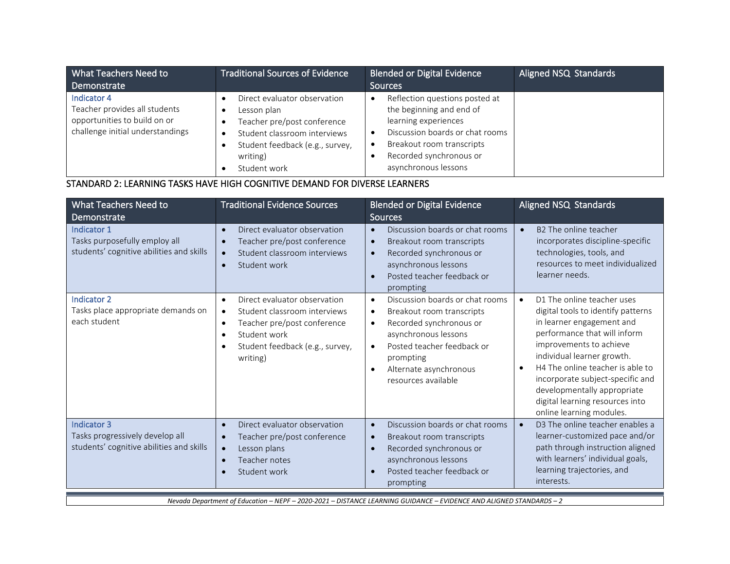| What Teachers Need to Demonstrate | Traditional Sources of Evidence | Blended or Digital Evidence Sources | Aligned NSQ Standards |
|---|---|---|---|
| Indicator 4<br>Teacher provides all students opportunities to build on or challenge initial understandings | • Direct evaluator observation<br>• Lesson plan<br>• Teacher pre/post conference<br>• Student classroom interviews<br>• Student feedback (e.g., survey, writing)<br>• Student work | • Reflection questions posted at the beginning and end of learning experiences<br>• Discussion boards or chat rooms<br>• Breakout room transcripts<br>• Recorded synchronous or asynchronous lessons | |

## STANDARD 2: LEARNING TASKS HAVE HIGH COGNITIVE DEMAND FOR DIVERSE LEARNERS

| What Teachers Need to Demonstrate | Traditional Evidence Sources | Blended or Digital Evidence Sources | Aligned NSQ Standards |
|---|---|---|---|
| Indicator 1<br>Tasks purposefully employ all students' cognitive abilities and skills | • Direct evaluator observation<br>• Teacher pre/post conference<br>• Student classroom interviews<br>• Student work | • Discussion boards or chat rooms<br>• Breakout room transcripts<br>• Recorded synchronous or asynchronous lessons<br>• Posted teacher feedback or prompting | • B2 The online teacher incorporates discipline-specific technologies, tools, and resources to meet individualized learner needs. |
| Indicator 2<br>Tasks place appropriate demands on each student | • Direct evaluator observation<br>• Student classroom interviews<br>• Teacher pre/post conference<br>• Student work<br>• Student feedback (e.g., survey, writing) | • Discussion boards or chat rooms<br>• Breakout room transcripts<br>• Recorded synchronous or asynchronous lessons<br>• Posted teacher feedback or prompting<br>• Alternate asynchronous resources available | • D1 The online teacher uses digital tools to identify patterns in learner engagement and performance that will inform improvements to achieve individual learner growth.<br>• H4 The online teacher is able to incorporate subject-specific and developmentally appropriate digital learning resources into online learning modules. |
| Indicator 3<br>Tasks progressively develop all students' cognitive abilities and skills | • Direct evaluator observation<br>• Teacher pre/post conference<br>• Lesson plans<br>• Teacher notes<br>• Student work | • Discussion boards or chat rooms<br>• Breakout room transcripts<br>• Recorded synchronous or asynchronous lessons<br>• Posted teacher feedback or prompting | • D3 The online teacher enables a learner-customized pace and/or path through instruction aligned with learners' individual goals, learning trajectories, and interests. |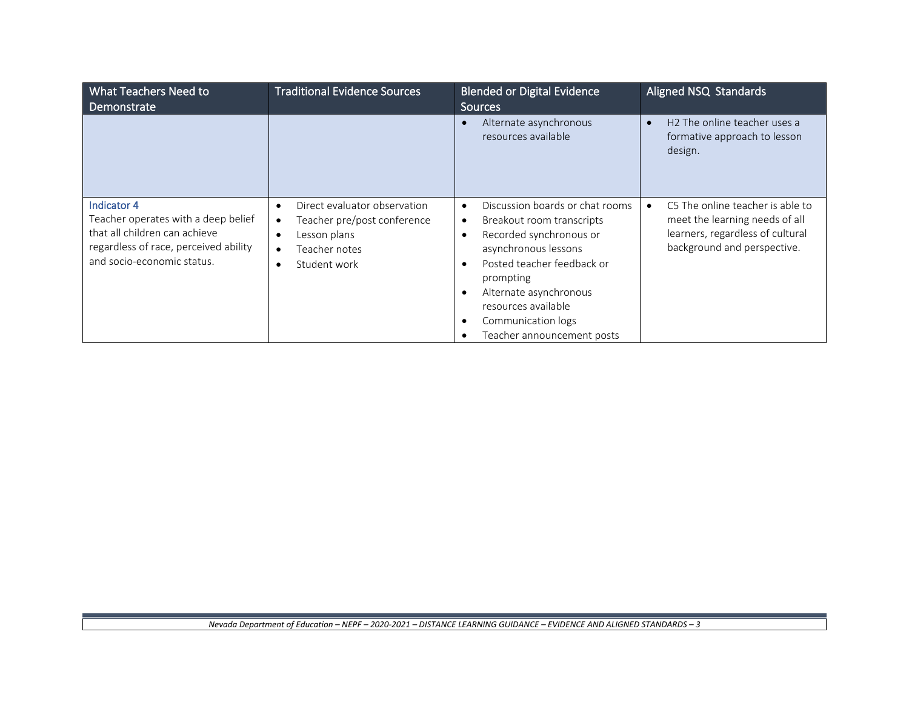| What Teachers Need to Demonstrate | Traditional Evidence Sources | Blended or Digital Evidence Sources | Aligned NSQ Standards |
|---|---|---|---|
| | | • Alternate asynchronous resources available | • H2 The online teacher uses a formative approach to lesson design. |
| Indicator 4<br>Teacher operates with a deep belief that all children can achieve regardless of race, perceived ability and socio-economic status. | • Direct evaluator observation<br>• Teacher pre/post conference<br>• Lesson plans<br>• Teacher notes<br>• Student work | • Discussion boards or chat rooms<br>• Breakout room transcripts<br>• Recorded synchronous or asynchronous lessons<br>• Posted teacher feedback or prompting<br>• Alternate asynchronous resources available<br>• Communication logs<br>• Teacher announcement posts | • C5 The online teacher is able to meet the learning needs of all learners, regardless of cultural background and perspective. |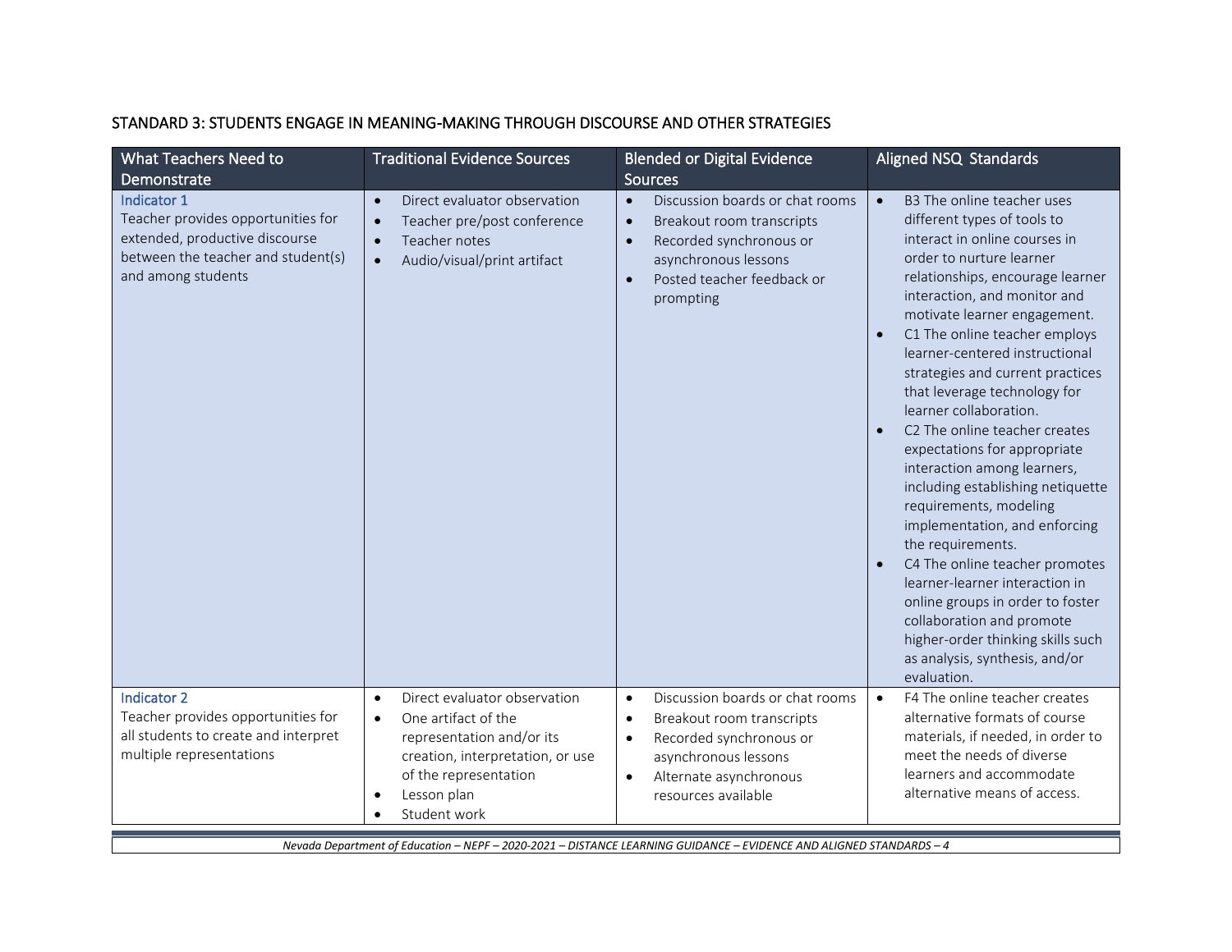## STANDARD 3: STUDENTS ENGAGE IN MEANING-MAKING THROUGH DISCOURSE AND OTHER STRATEGIES

| What Teachers Need to Demonstrate | Traditional Evidence Sources | Blended or Digital Evidence Sources | Aligned NSQ Standards |
|---|---|---|---|
| Indicator 1<br>Teacher provides opportunities for extended, productive discourse between the teacher and student(s) and among students | • Direct evaluator observation<br>• Teacher pre/post conference<br>• Teacher notes<br>• Audio/visual/print artifact | • Discussion boards or chat rooms<br>• Breakout room transcripts<br>• Recorded synchronous or asynchronous lessons<br>• Posted teacher feedback or prompting | • B3 The online teacher uses different types of tools to interact in online courses in order to nurture learner relationships, encourage learner interaction, and monitor and motivate learner engagement.<br>• C1 The online teacher employs learner-centered instructional strategies and current practices that leverage technology for learner collaboration.<br>• C2 The online teacher creates expectations for appropriate interaction among learners, including establishing netiquette requirements, modeling implementation, and enforcing the requirements.<br>• C4 The online teacher promotes learner-learner interaction in online groups in order to foster collaboration and promote higher-order thinking skills such as analysis, synthesis, and/or evaluation. |
| Indicator 2<br>Teacher provides opportunities for all students to create and interpret multiple representations | • Direct evaluator observation<br>• One artifact of the representation and/or its creation, interpretation, or use of the representation<br>• Lesson plan<br>• Student work | • Discussion boards or chat rooms<br>• Breakout room transcripts<br>• Recorded synchronous or asynchronous lessons<br>• Alternate asynchronous resources available | • F4 The online teacher creates alternative formats of course materials, if needed, in order to meet the needs of diverse learners and accommodate alternative means of access. |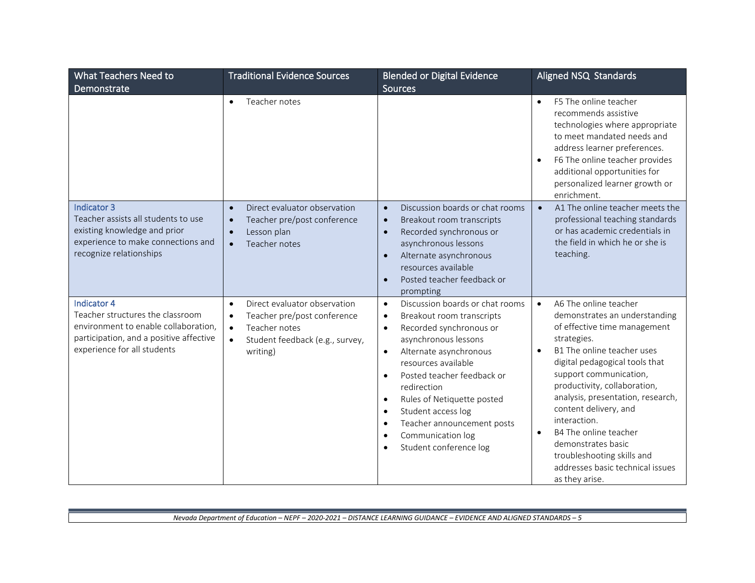| What Teachers Need to Demonstrate | Traditional Evidence Sources | Blended or Digital Evidence Sources | Aligned NSQ Standards |
|---|---|---|---|
| | • Teacher notes | | • F5 The online teacher recommends assistive technologies where appropriate to meet mandated needs and address learner preferences.<br>• F6 The online teacher provides additional opportunities for personalized learner growth or enrichment. |
| Indicator 3<br>Teacher assists all students to use existing knowledge and prior experience to make connections and recognize relationships | • Direct evaluator observation<br>• Teacher pre/post conference<br>• Lesson plan<br>• Teacher notes | • Discussion boards or chat rooms<br>• Breakout room transcripts<br>• Recorded synchronous or asynchronous lessons<br>• Alternate asynchronous resources available<br>• Posted teacher feedback or prompting | • A1 The online teacher meets the professional teaching standards or has academic credentials in the field in which he or she is teaching. |
| Indicator 4<br>Teacher structures the classroom environment to enable collaboration, participation, and a positive affective experience for all students | • Direct evaluator observation<br>• Teacher pre/post conference<br>• Teacher notes<br>• Student feedback (e.g., survey, writing) | • Discussion boards or chat rooms<br>• Breakout room transcripts<br>• Recorded synchronous or asynchronous lessons<br>• Alternate asynchronous resources available<br>• Posted teacher feedback or redirection<br>• Rules of Netiquette posted<br>• Student access log<br>• Teacher announcement posts<br>• Communication log<br>• Student conference log | • A6 The online teacher demonstrates an understanding of effective time management strategies.<br>• B1 The online teacher uses digital pedagogical tools that support communication, productivity, collaboration, analysis, presentation, research, content delivery, and interaction.<br>• B4 The online teacher demonstrates basic troubleshooting skills and addresses basic technical issues as they arise. |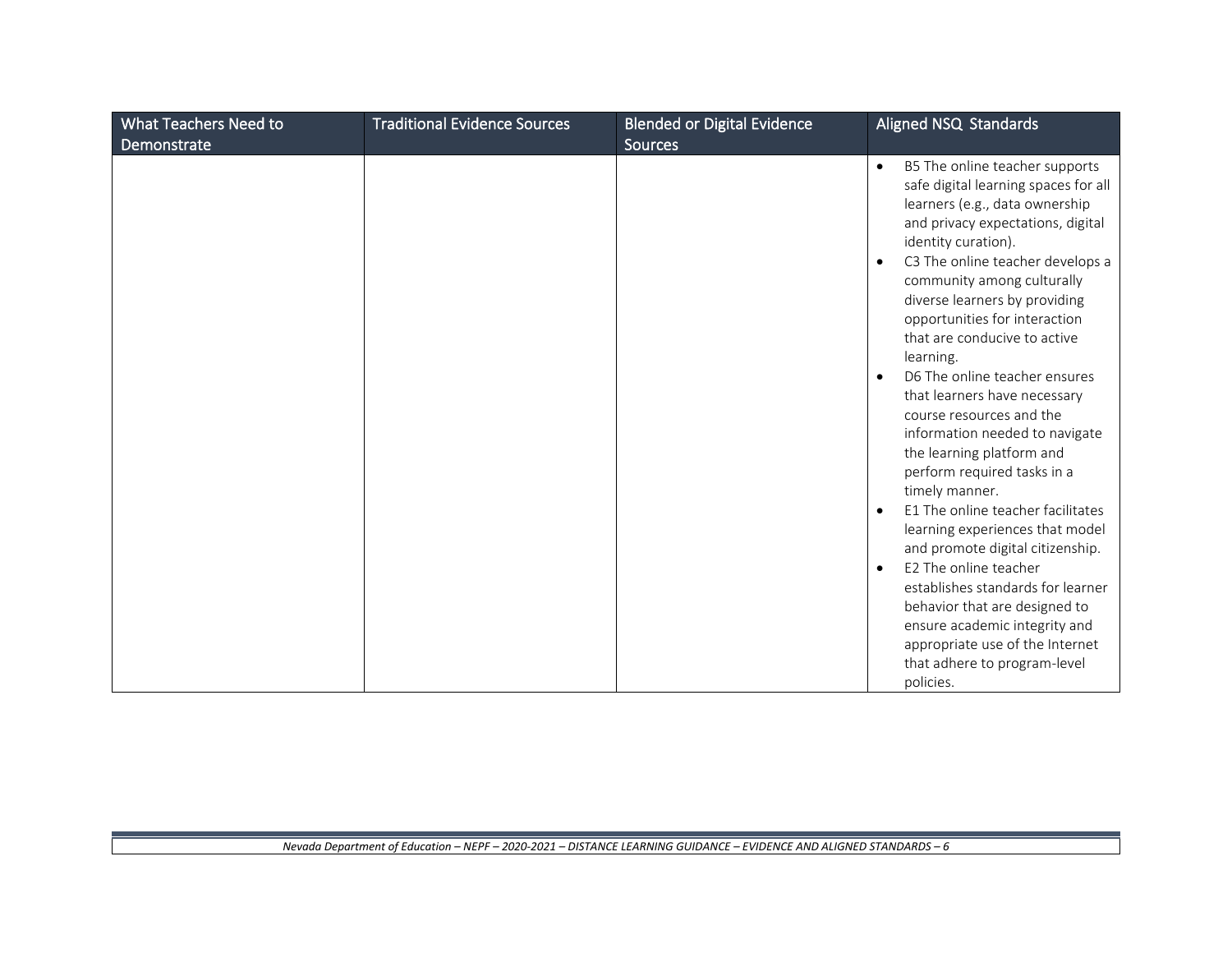| What Teachers Need to Demonstrate | Traditional Evidence Sources | Blended or Digital Evidence Sources | Aligned NSQ Standards |
|---|---|---|---|
| | | | • B5 The online teacher supports safe digital learning spaces for all learners (e.g., data ownership and privacy expectations, digital identity curation).<br>• C3 The online teacher develops a community among culturally diverse learners by providing opportunities for interaction that are conducive to active learning.<br>• D6 The online teacher ensures that learners have necessary course resources and the information needed to navigate the learning platform and perform required tasks in a timely manner.<br>• E1 The online teacher facilitates learning experiences that model and promote digital citizenship.<br>• E2 The online teacher establishes standards for learner behavior that are designed to ensure academic integrity and appropriate use of the Internet that adhere to program-level policies. |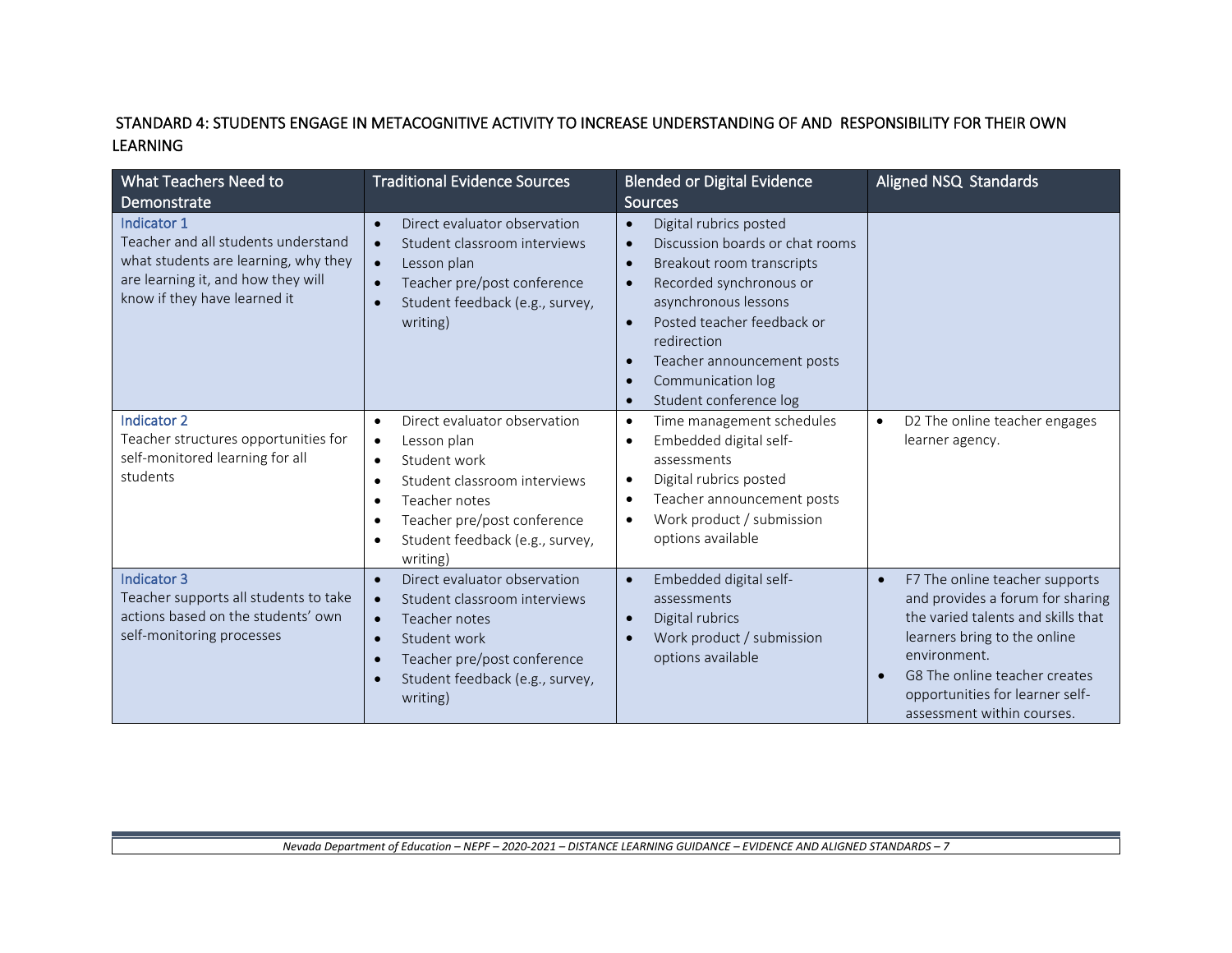## STANDARD 4: STUDENTS ENGAGE IN METACOGNITIVE ACTIVITY TO INCREASE UNDERSTANDING OF AND RESPONSIBILITY FOR THEIR OWN LEARNING

| What Teachers Need to Demonstrate | Traditional Evidence Sources | Blended or Digital Evidence Sources | Aligned NSQ Standards |
|---|---|---|---|
| **Indicator 1**<br>Teacher and all students understand what students are learning, why they are learning it, and how they will know if they have learned it | • Direct evaluator observation<br>• Student classroom interviews<br>• Lesson plan<br>• Teacher pre/post conference<br>• Student feedback (e.g., survey, writing) | • Digital rubrics posted<br>• Discussion boards or chat rooms<br>• Breakout room transcripts<br>• Recorded synchronous or asynchronous lessons<br>• Posted teacher feedback or redirection<br>• Teacher announcement posts<br>• Communication log<br>• Student conference log | |
| **Indicator 2**<br>Teacher structures opportunities for self-monitored learning for all students | • Direct evaluator observation<br>• Lesson plan<br>• Student work<br>• Student classroom interviews<br>• Teacher notes<br>• Teacher pre/post conference<br>• Student feedback (e.g., survey, writing) | • Time management schedules<br>• Embedded digital self-assessments<br>• Digital rubrics posted<br>• Teacher announcement posts<br>• Work product / submission options available | • D2 The online teacher engages learner agency. |
| **Indicator 3**<br>Teacher supports all students to take actions based on the students' own self-monitoring processes | • Direct evaluator observation<br>• Student classroom interviews<br>• Teacher notes<br>• Student work<br>• Teacher pre/post conference<br>• Student feedback (e.g., survey, writing) | • Embedded digital self-assessments<br>• Digital rubrics<br>• Work product / submission options available | • F7 The online teacher supports and provides a forum for sharing the varied talents and skills that learners bring to the online environment.<br>• G8 The online teacher creates opportunities for learner self-assessment within courses. |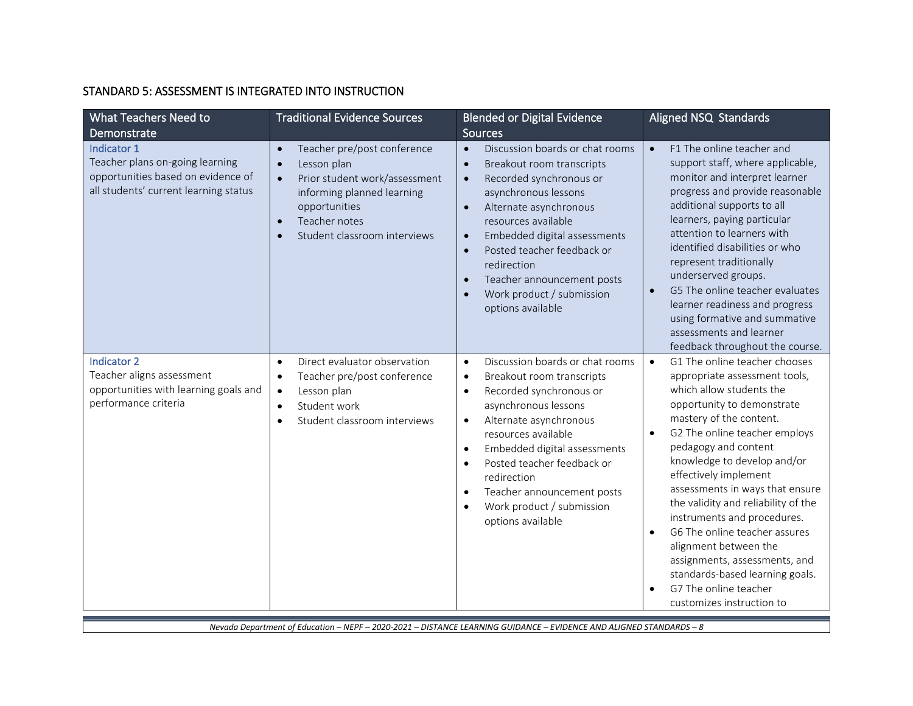## STANDARD 5: ASSESSMENT IS INTEGRATED INTO INSTRUCTION

| What Teachers Need to Demonstrate | Traditional Evidence Sources | Blended or Digital Evidence Sources | Aligned NSQ Standards |
|---|---|---|---|
| **Indicator 1**<br>Teacher plans on-going learning opportunities based on evidence of all students' current learning status | • Teacher pre/post conference<br>• Lesson plan<br>• Prior student work/assessment informing planned learning opportunities<br>• Teacher notes<br>• Student classroom interviews | • Discussion boards or chat rooms<br>• Breakout room transcripts<br>• Recorded synchronous or asynchronous lessons<br>• Alternate asynchronous resources available<br>• Embedded digital assessments<br>• Posted teacher feedback or redirection<br>• Teacher announcement posts<br>• Work product / submission options available | • F1 The online teacher and support staff, where applicable, monitor and interpret learner progress and provide reasonable additional supports to all learners, paying particular attention to learners with identified disabilities or who represent traditionally underserved groups.<br>• G5 The online teacher evaluates learner readiness and progress using formative and summative assessments and learner feedback throughout the course. |
| **Indicator 2**<br>Teacher aligns assessment opportunities with learning goals and performance criteria | • Direct evaluator observation<br>• Teacher pre/post conference<br>• Lesson plan<br>• Student work<br>• Student classroom interviews | • Discussion boards or chat rooms<br>• Breakout room transcripts<br>• Recorded synchronous or asynchronous lessons<br>• Alternate asynchronous resources available<br>• Embedded digital assessments<br>• Posted teacher feedback or redirection<br>• Teacher announcement posts<br>• Work product / submission options available | • G1 The online teacher chooses appropriate assessment tools, which allow students the opportunity to demonstrate mastery of the content.<br>• G2 The online teacher employs pedagogy and content knowledge to develop and/or effectively implement assessments in ways that ensure the validity and reliability of the instruments and procedures.<br>• G6 The online teacher assures alignment between the assignments, assessments, and standards-based learning goals.<br>• G7 The online teacher customizes instruction to |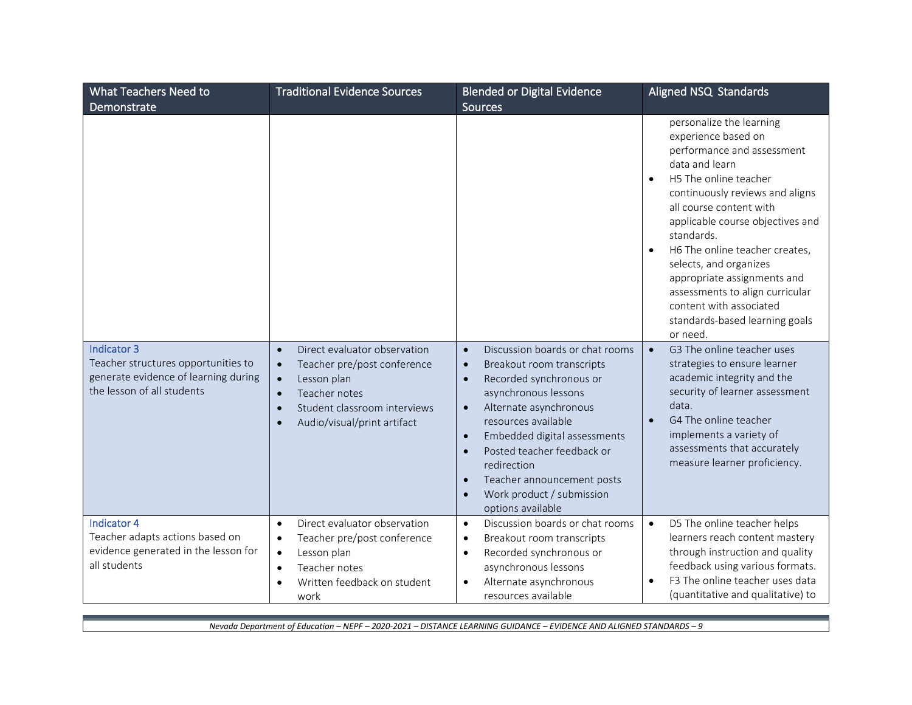| What Teachers Need to Demonstrate | Traditional Evidence Sources | Blended or Digital Evidence Sources | Aligned NSQ Standards |
|---|---|---|---|
| | | | personalize the learning experience based on performance and assessment data and learn<br>• H5 The online teacher continuously reviews and aligns all course content with applicable course objectives and standards.<br>• H6 The online teacher creates, selects, and organizes appropriate assignments and assessments to align curricular content with associated standards-based learning goals or need. |
| Indicator 3<br>Teacher structures opportunities to generate evidence of learning during the lesson of all students | • Direct evaluator observation<br>• Teacher pre/post conference<br>• Lesson plan<br>• Teacher notes<br>• Student classroom interviews<br>• Audio/visual/print artifact | • Discussion boards or chat rooms<br>• Breakout room transcripts<br>• Recorded synchronous or asynchronous lessons<br>• Alternate asynchronous resources available<br>• Embedded digital assessments<br>• Posted teacher feedback or redirection<br>• Teacher announcement posts<br>• Work product / submission options available | • G3 The online teacher uses strategies to ensure learner academic integrity and the security of learner assessment data.<br>• G4 The online teacher implements a variety of assessments that accurately measure learner proficiency. |
| Indicator 4<br>Teacher adapts actions based on evidence generated in the lesson for all students | • Direct evaluator observation<br>• Teacher pre/post conference<br>• Lesson plan<br>• Teacher notes<br>• Written feedback on student work | • Discussion boards or chat rooms<br>• Breakout room transcripts<br>• Recorded synchronous or asynchronous lessons<br>• Alternate asynchronous resources available | • D5 The online teacher helps learners reach content mastery through instruction and quality feedback using various formats.<br>• F3 The online teacher uses data (quantitative and qualitative) to |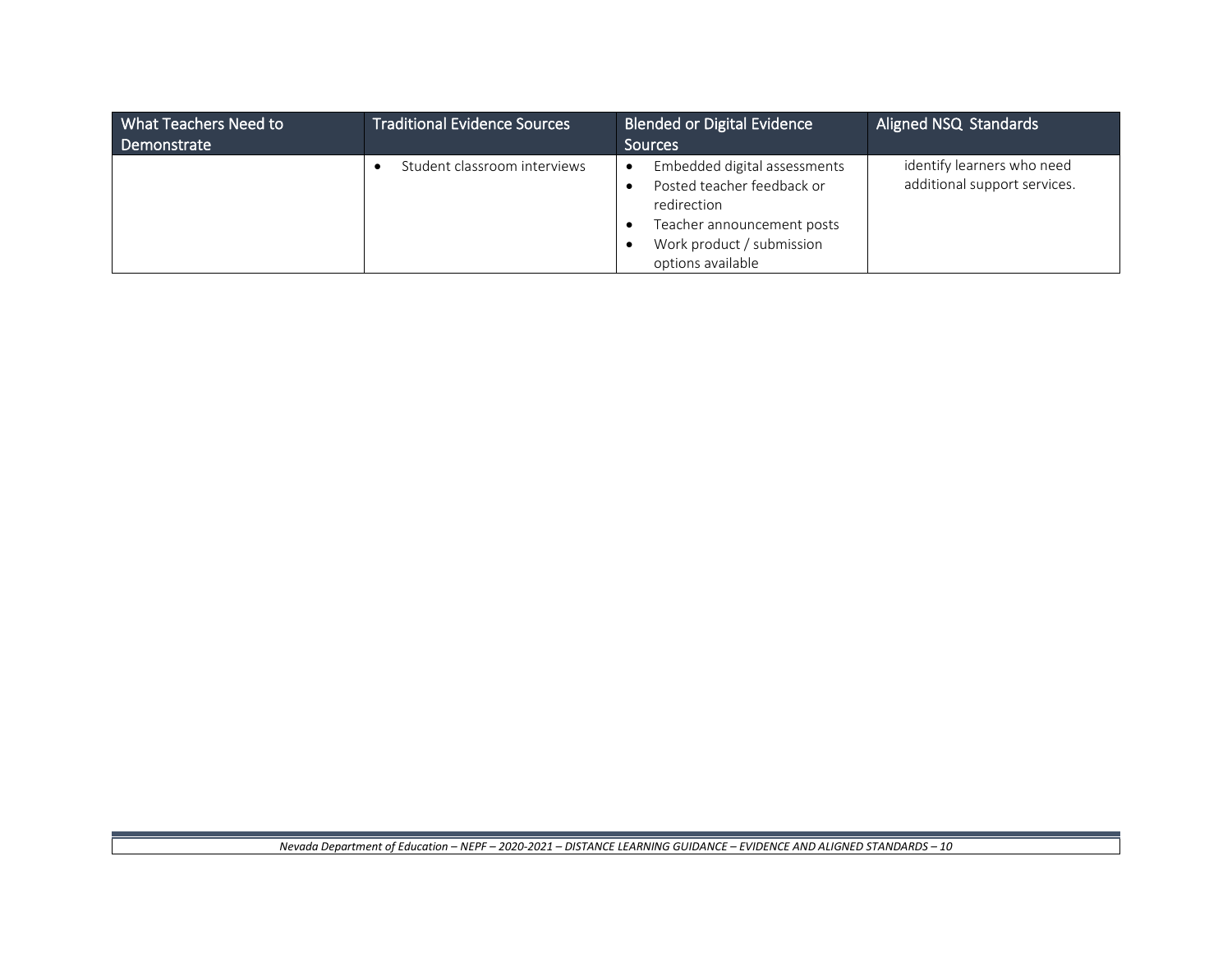| What Teachers Need to Demonstrate | Traditional Evidence Sources | Blended or Digital Evidence Sources | Aligned NSQ Standards |
|---|---|---|---|
| | • Student classroom interviews | • Embedded digital assessments<br>• Posted teacher feedback or redirection<br>• Teacher announcement posts<br>• Work product / submission options available | identify learners who need additional support services. |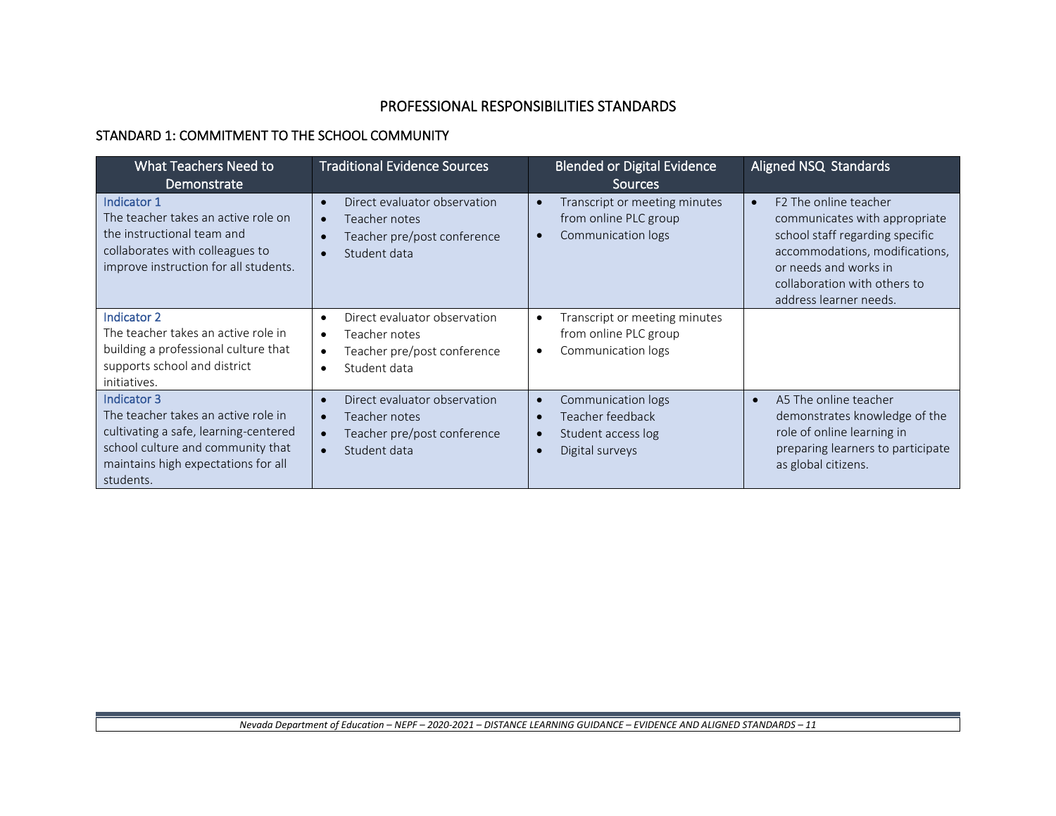# PROFESSIONAL RESPONSIBILITIES STANDARDS

## STANDARD 1: COMMITMENT TO THE SCHOOL COMMUNITY

| What Teachers Need to Demonstrate | Traditional Evidence Sources | Blended or Digital Evidence Sources | Aligned NSQ Standards |
|---|---|---|---|
| Indicator 1<br>The teacher takes an active role on the instructional team and collaborates with colleagues to improve instruction for all students. | • Direct evaluator observation<br>• Teacher notes<br>• Teacher pre/post conference<br>• Student data | • Transcript or meeting minutes from online PLC group<br>• Communication logs | • F2 The online teacher communicates with appropriate school staff regarding specific accommodations, modifications, or needs and works in collaboration with others to address learner needs. |
| Indicator 2<br>The teacher takes an active role in building a professional culture that supports school and district initiatives. | • Direct evaluator observation<br>• Teacher notes<br>• Teacher pre/post conference<br>• Student data | • Transcript or meeting minutes from online PLC group<br>• Communication logs | |
| Indicator 3<br>The teacher takes an active role in cultivating a safe, learning-centered school culture and community that maintains high expectations for all students. | • Direct evaluator observation<br>• Teacher notes<br>• Teacher pre/post conference<br>• Student data | • Communication logs<br>• Teacher feedback<br>• Student access log<br>• Digital surveys | • A5 The online teacher demonstrates knowledge of the role of online learning in preparing learners to participate as global citizens. |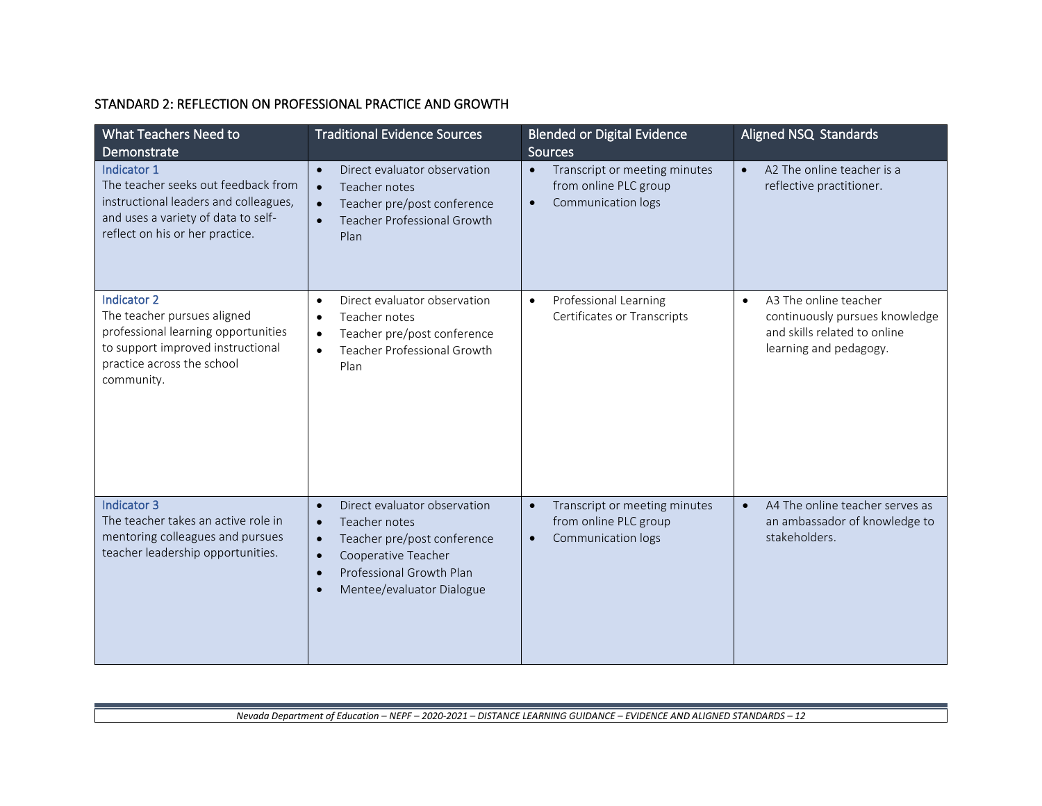## STANDARD 2: REFLECTION ON PROFESSIONAL PRACTICE AND GROWTH

| What Teachers Need to Demonstrate | Traditional Evidence Sources | Blended or Digital Evidence Sources | Aligned NSQ Standards |
|---|---|---|---|
| Indicator 1<br>The teacher seeks out feedback from instructional leaders and colleagues, and uses a variety of data to self-reflect on his or her practice. | • Direct evaluator observation<br>• Teacher notes<br>• Teacher pre/post conference<br>• Teacher Professional Growth Plan | • Transcript or meeting minutes from online PLC group<br>• Communication logs | • A2 The online teacher is a reflective practitioner. |
| Indicator 2<br>The teacher pursues aligned professional learning opportunities to support improved instructional practice across the school community. | • Direct evaluator observation<br>• Teacher notes<br>• Teacher pre/post conference<br>• Teacher Professional Growth Plan | • Professional Learning Certificates or Transcripts | • A3 The online teacher continuously pursues knowledge and skills related to online learning and pedagogy. |
| Indicator 3<br>The teacher takes an active role in mentoring colleagues and pursues teacher leadership opportunities. | • Direct evaluator observation<br>• Teacher notes<br>• Teacher pre/post conference<br>• Cooperative Teacher<br>• Professional Growth Plan<br>• Mentee/evaluator Dialogue | • Transcript or meeting minutes from online PLC group<br>• Communication logs | • A4 The online teacher serves as an ambassador of knowledge to stakeholders. |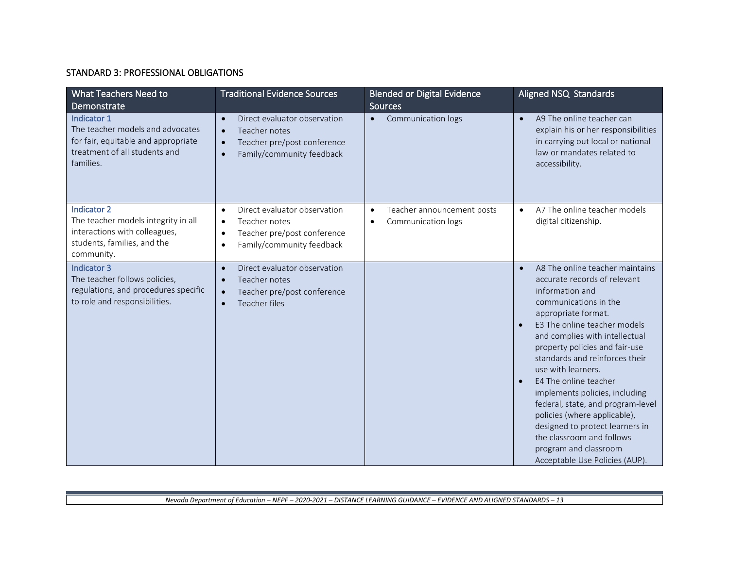## STANDARD 3: PROFESSIONAL OBLIGATIONS

| What Teachers Need to Demonstrate | Traditional Evidence Sources | Blended or Digital Evidence Sources | Aligned NSQ Standards |
|---|---|---|---|
| Indicator 1<br>The teacher models and advocates for fair, equitable and appropriate treatment of all students and families. | • Direct evaluator observation<br>• Teacher notes<br>• Teacher pre/post conference<br>• Family/community feedback | • Communication logs | • A9 The online teacher can explain his or her responsibilities in carrying out local or national law or mandates related to accessibility. |
| Indicator 2<br>The teacher models integrity in all interactions with colleagues, students, families, and the community. | • Direct evaluator observation<br>• Teacher notes<br>• Teacher pre/post conference<br>• Family/community feedback | • Teacher announcement posts<br>• Communication logs | • A7 The online teacher models digital citizenship. |
| Indicator 3<br>The teacher follows policies, regulations, and procedures specific to role and responsibilities. | • Direct evaluator observation<br>• Teacher notes<br>• Teacher pre/post conference<br>• Teacher files | | • A8 The online teacher maintains accurate records of relevant information and communications in the appropriate format.<br>• E3 The online teacher models and complies with intellectual property policies and fair-use standards and reinforces their use with learners.<br>• E4 The online teacher implements policies, including federal, state, and program-level policies (where applicable), designed to protect learners in the classroom and follows program and classroom Acceptable Use Policies (AUP). |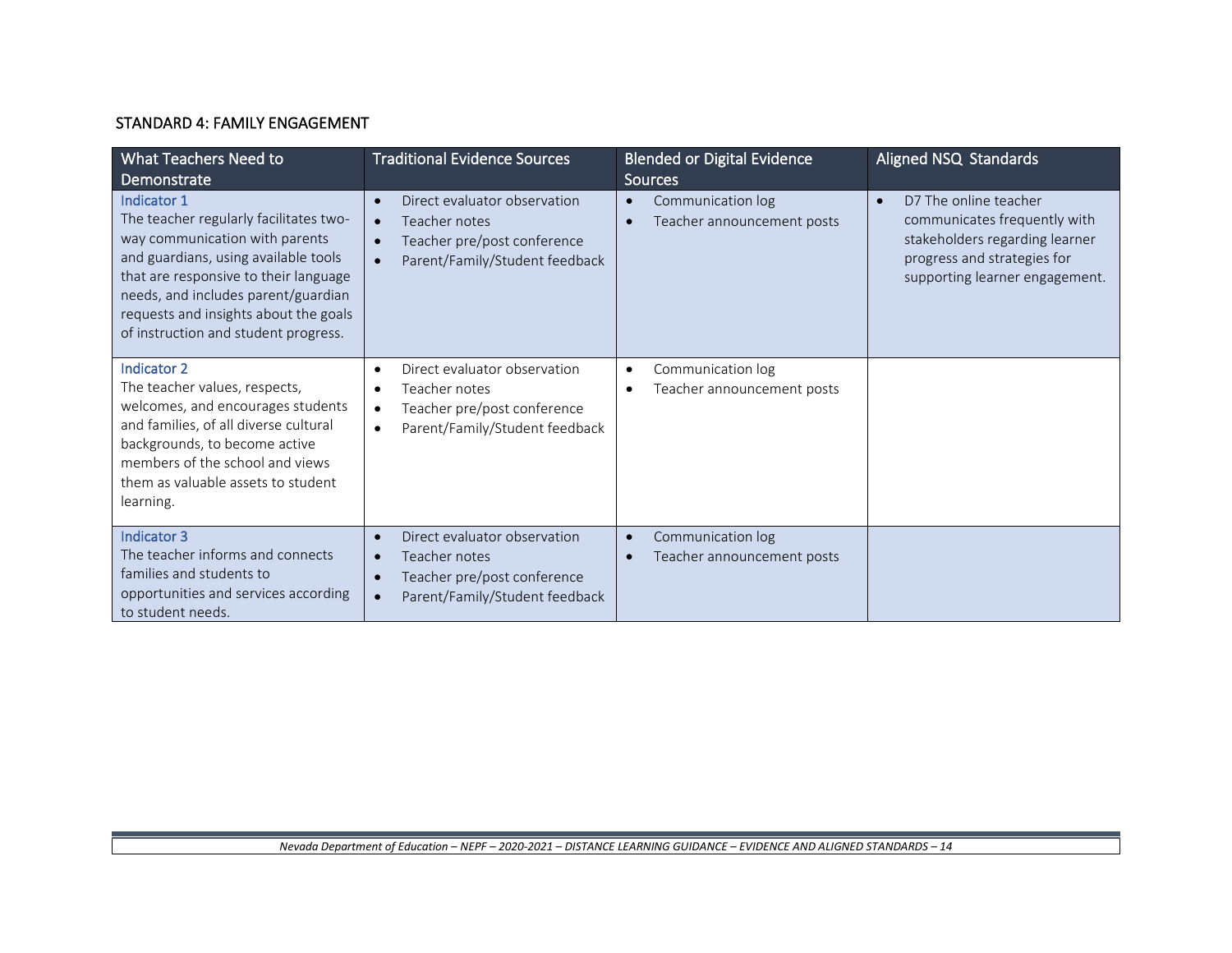## STANDARD 4: FAMILY ENGAGEMENT

| What Teachers Need to Demonstrate | Traditional Evidence Sources | Blended or Digital Evidence Sources | Aligned NSQ Standards |
|---|---|---|---|
| Indicator 1<br>The teacher regularly facilitates two-way communication with parents and guardians, using available tools that are responsive to their language needs, and includes parent/guardian requests and insights about the goals of instruction and student progress. | • Direct evaluator observation<br>• Teacher notes<br>• Teacher pre/post conference<br>• Parent/Family/Student feedback | • Communication log<br>• Teacher announcement posts | • D7 The online teacher communicates frequently with stakeholders regarding learner progress and strategies for supporting learner engagement. |
| Indicator 2<br>The teacher values, respects, welcomes, and encourages students and families, of all diverse cultural backgrounds, to become active members of the school and views them as valuable assets to student learning. | • Direct evaluator observation<br>• Teacher notes<br>• Teacher pre/post conference<br>• Parent/Family/Student feedback | • Communication log<br>• Teacher announcement posts | |
| Indicator 3<br>The teacher informs and connects families and students to opportunities and services according to student needs. | • Direct evaluator observation<br>• Teacher notes<br>• Teacher pre/post conference<br>• Parent/Family/Student feedback | • Communication log<br>• Teacher announcement posts | |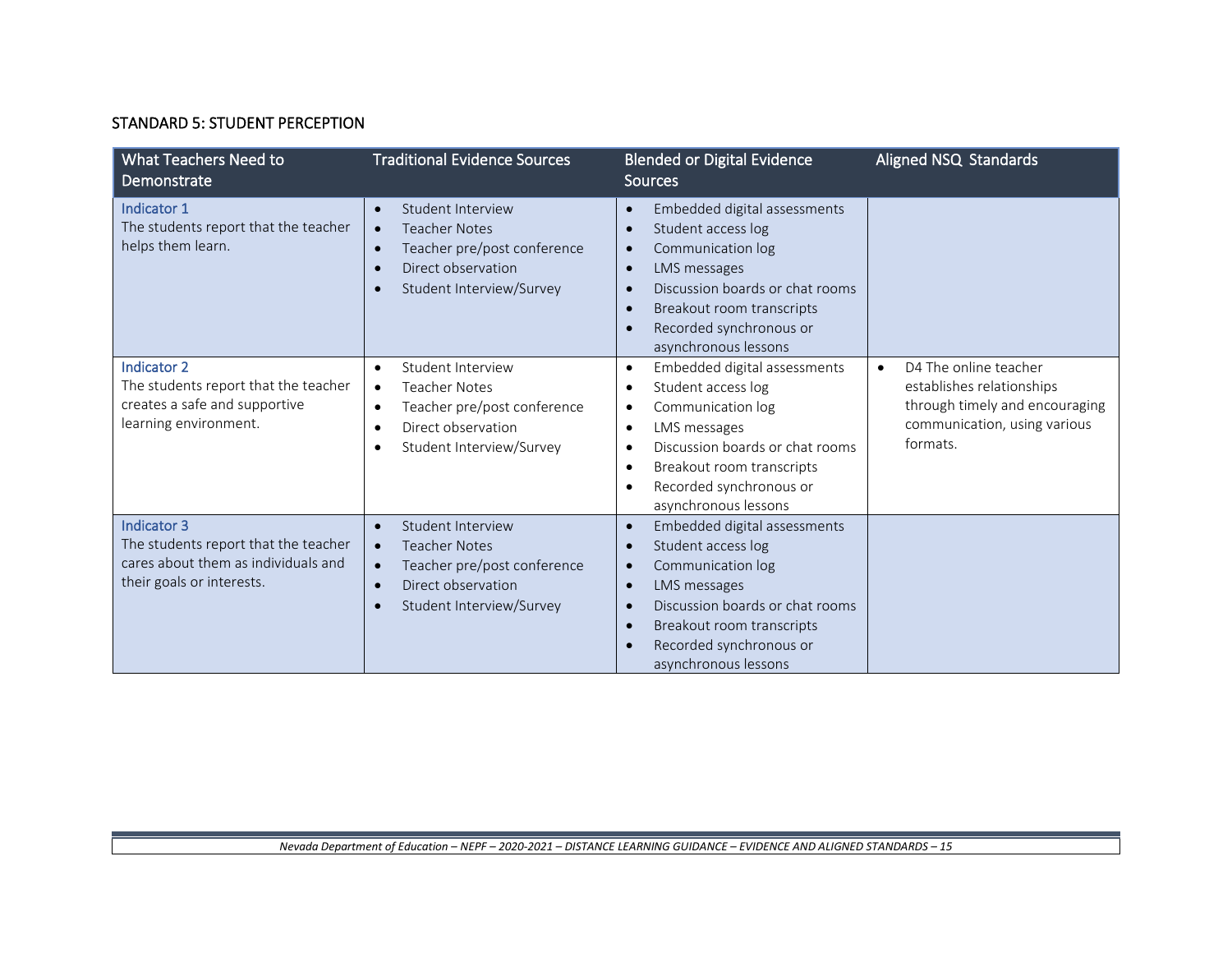## STANDARD 5: STUDENT PERCEPTION

| What Teachers Need to Demonstrate | Traditional Evidence Sources | Blended or Digital Evidence Sources | Aligned NSQ Standards |
|---|---|---|---|
| Indicator 1<br>The students report that the teacher helps them learn. | • Student Interview<br>• Teacher Notes<br>• Teacher pre/post conference<br>• Direct observation<br>• Student Interview/Survey | • Embedded digital assessments<br>• Student access log<br>• Communication log<br>• LMS messages<br>• Discussion boards or chat rooms<br>• Breakout room transcripts<br>• Recorded synchronous or asynchronous lessons | |
| Indicator 2<br>The students report that the teacher creates a safe and supportive learning environment. | • Student Interview<br>• Teacher Notes<br>• Teacher pre/post conference<br>• Direct observation<br>• Student Interview/Survey | • Embedded digital assessments<br>• Student access log<br>• Communication log<br>• LMS messages<br>• Discussion boards or chat rooms<br>• Breakout room transcripts<br>• Recorded synchronous or asynchronous lessons | • D4 The online teacher establishes relationships through timely and encouraging communication, using various formats. |
| Indicator 3<br>The students report that the teacher cares about them as individuals and their goals or interests. | • Student Interview<br>• Teacher Notes<br>• Teacher pre/post conference<br>• Direct observation<br>• Student Interview/Survey | • Embedded digital assessments<br>• Student access log<br>• Communication log<br>• LMS messages<br>• Discussion boards or chat rooms<br>• Breakout room transcripts<br>• Recorded synchronous or asynchronous lessons | |